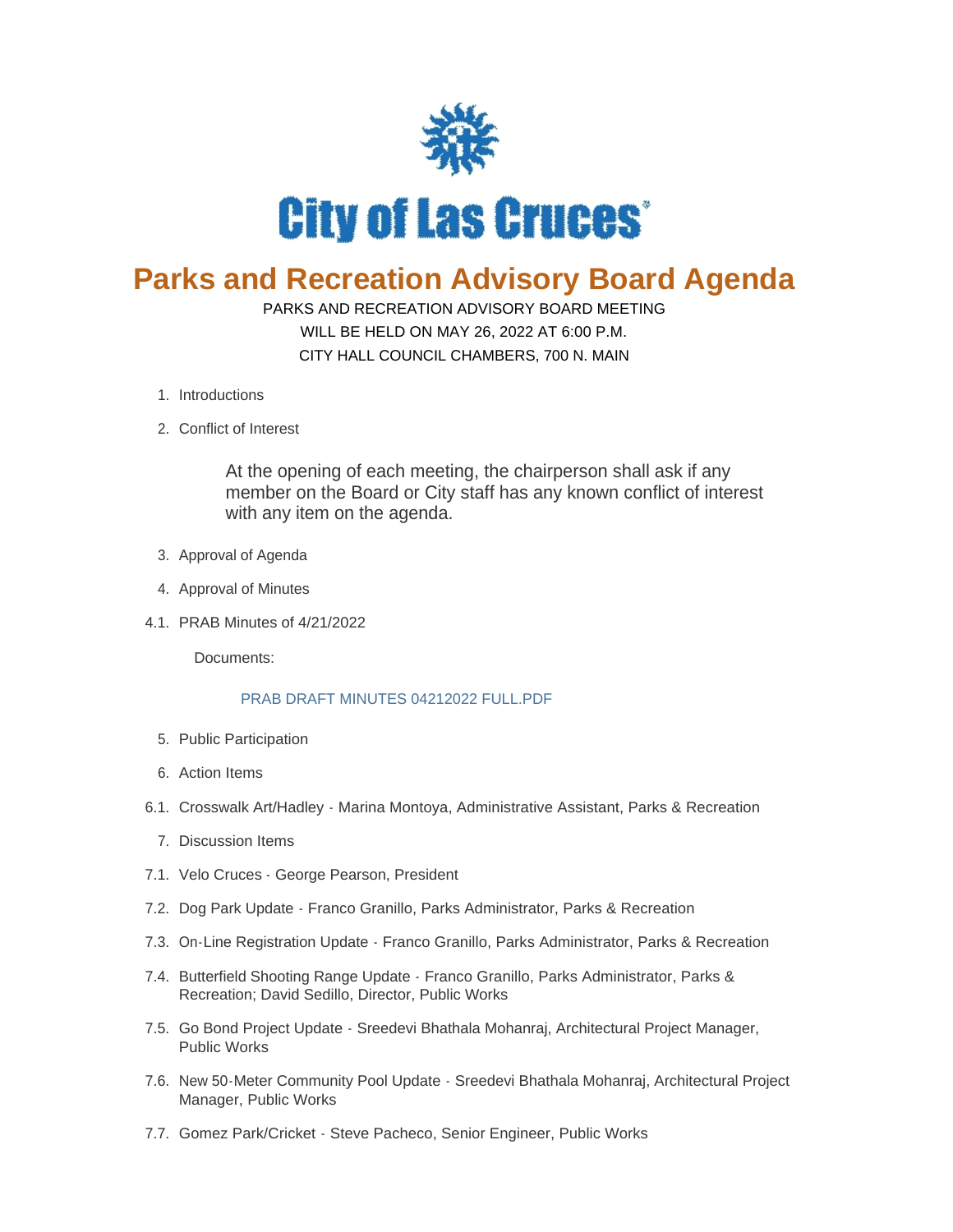City of Las Cruces

# Parks and Recreation Advisory Board Agenda

PARKS AND RECREATION ADVISORY BOARD MEETING
WILL BE HELD ON MAY 26, 2022 AT 6:00 P.M.
CITY HALL COUNCIL CHAMBERS, 700 N. MAIN

1. Introductions
2. Conflict of Interest

   At the opening of each meeting, the chairperson shall ask if any member on the Board or City staff has any known conflict of interest with any item on the agenda.

3. Approval of Agenda
4. Approval of Minutes

4.1. PRAB Minutes of 4/21/2022

Documents:

PRAB DRAFT MINUTES 04212022 FULL.PDF

5. Public Participation
6. Action Items

6.1. Crosswalk Art/Hadley - Marina Montoya, Administrative Assistant, Parks & Recreation

7. Discussion Items

7.1. Velo Cruces - George Pearson, President

7.2. Dog Park Update - Franco Granillo, Parks Administrator, Parks & Recreation

7.3. On-Line Registration Update - Franco Granillo, Parks Administrator, Parks & Recreation

7.4. Butterfield Shooting Range Update - Franco Granillo, Parks Administrator, Parks & Recreation; David Sedillo, Director, Public Works

7.5. Go Bond Project Update - Sreedevi Bhathala Mohanraj, Architectural Project Manager, Public Works

7.6. New 50-Meter Community Pool Update - Sreedevi Bhathala Mohanraj, Architectural Project Manager, Public Works

7.7. Gomez Park/Cricket - Steve Pacheco, Senior Engineer, Public Works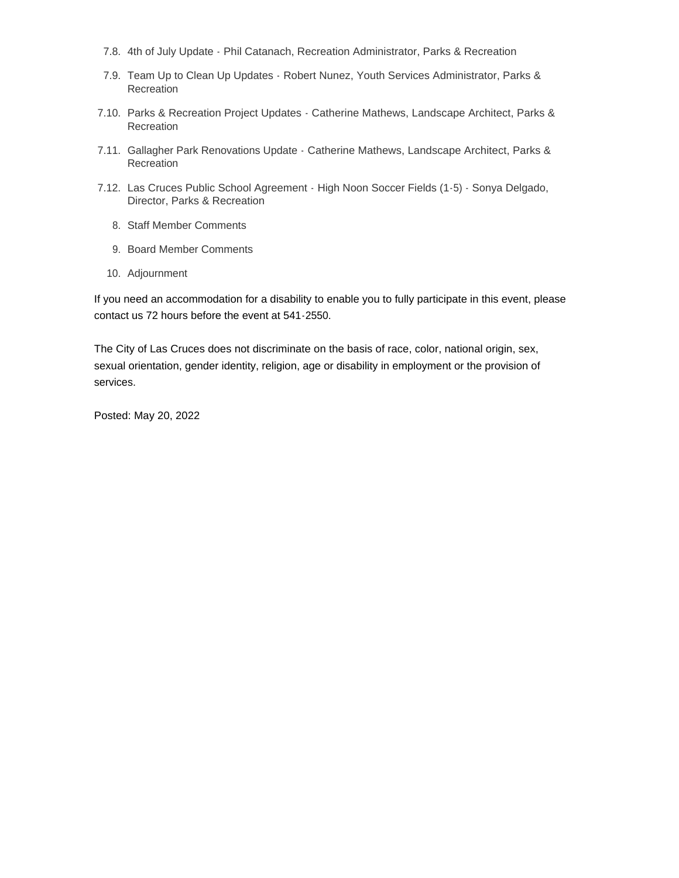7.8. 4th of July Update - Phil Catanach, Recreation Administrator, Parks & Recreation

7.9. Team Up to Clean Up Updates - Robert Nunez, Youth Services Administrator, Parks & Recreation

7.10. Parks & Recreation Project Updates - Catherine Mathews, Landscape Architect, Parks & Recreation

7.11. Gallagher Park Renovations Update - Catherine Mathews, Landscape Architect, Parks & Recreation

7.12. Las Cruces Public School Agreement - High Noon Soccer Fields (1-5) - Sonya Delgado, Director, Parks & Recreation

8. Staff Member Comments

9. Board Member Comments

10. Adjournment

If you need an accommodation for a disability to enable you to fully participate in this event, please contact us 72 hours before the event at 541-2550.

The City of Las Cruces does not discriminate on the basis of race, color, national origin, sex, sexual orientation, gender identity, religion, age or disability in employment or the provision of services.

Posted: May 20, 2022